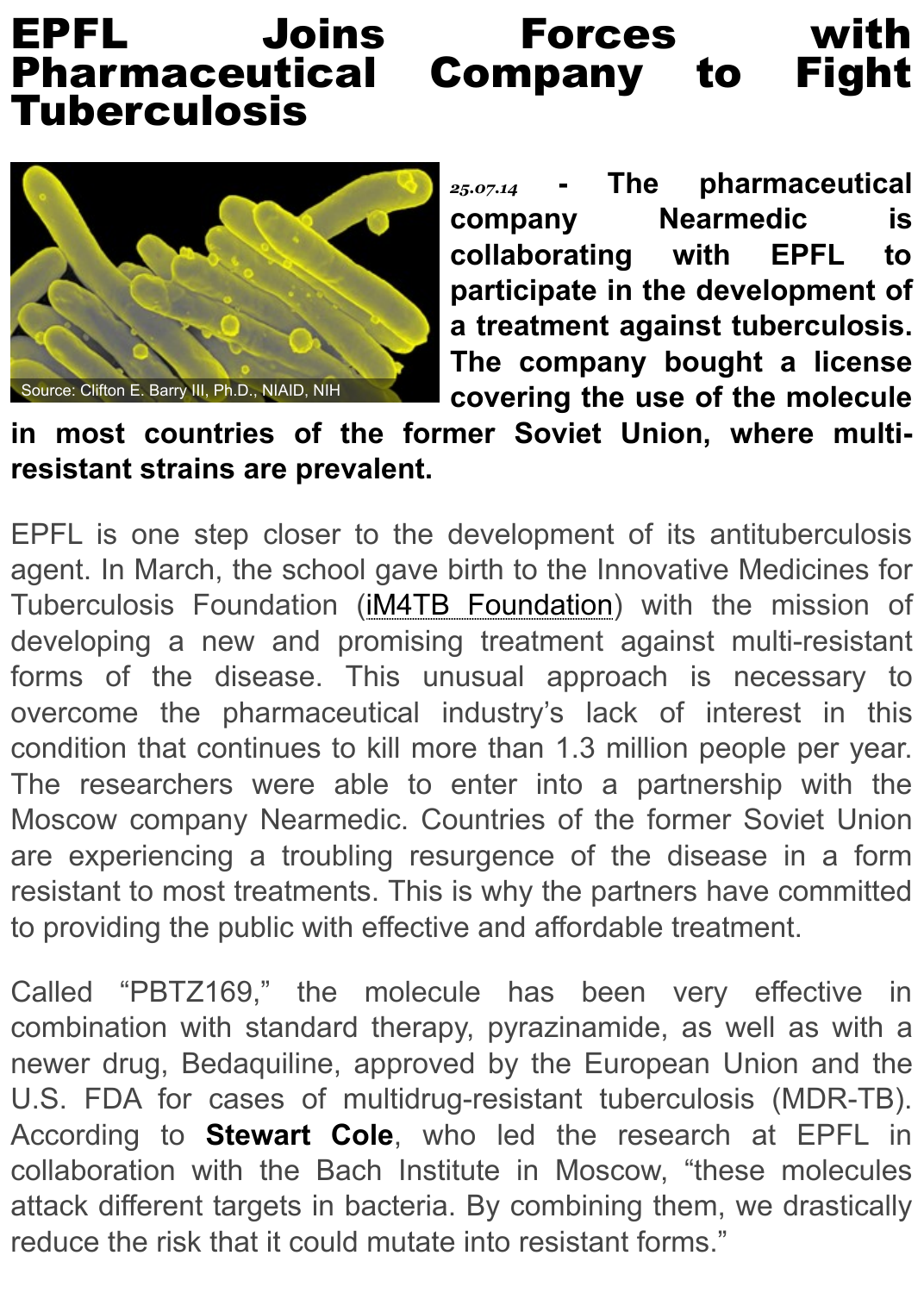# EPFL Joins Forces with Pharmaceutical Company to Fight Tuberculosis

Source: Clifton E. Barry III, Ph.D., NIAID, NIH

*25.07.14* - **The pharmaceutical company Nearmedic is collaborating with EPFL to participate in the development of a treatment against tuberculosis. The company bought a license covering the use of the molecule in most countries of the former Soviet Union, where multi-resistant strains are prevalent.**

EPFL is one step closer to the development of its antituberculosis agent. In March, the school gave birth to the Innovative Medicines for Tuberculosis Foundation (iM4TB Foundation) with the mission of developing a new and promising treatment against multi-resistant forms of the disease. This unusual approach is necessary to overcome the pharmaceutical industry's lack of interest in this condition that continues to kill more than 1.3 million people per year. The researchers were able to enter into a partnership with the Moscow company Nearmedic. Countries of the former Soviet Union are experiencing a troubling resurgence of the disease in a form resistant to most treatments. This is why the partners have committed to providing the public with effective and affordable treatment.

Called "PBTZ169," the molecule has been very effective in combination with standard therapy, pyrazinamide, as well as with a newer drug, Bedaquiline, approved by the European Union and the U.S. FDA for cases of multidrug-resistant tuberculosis (MDR-TB). According to **Stewart Cole**, who led the research at EPFL in collaboration with the Bach Institute in Moscow, "these molecules attack different targets in bacteria. By combining them, we drastically reduce the risk that it could mutate into resistant forms."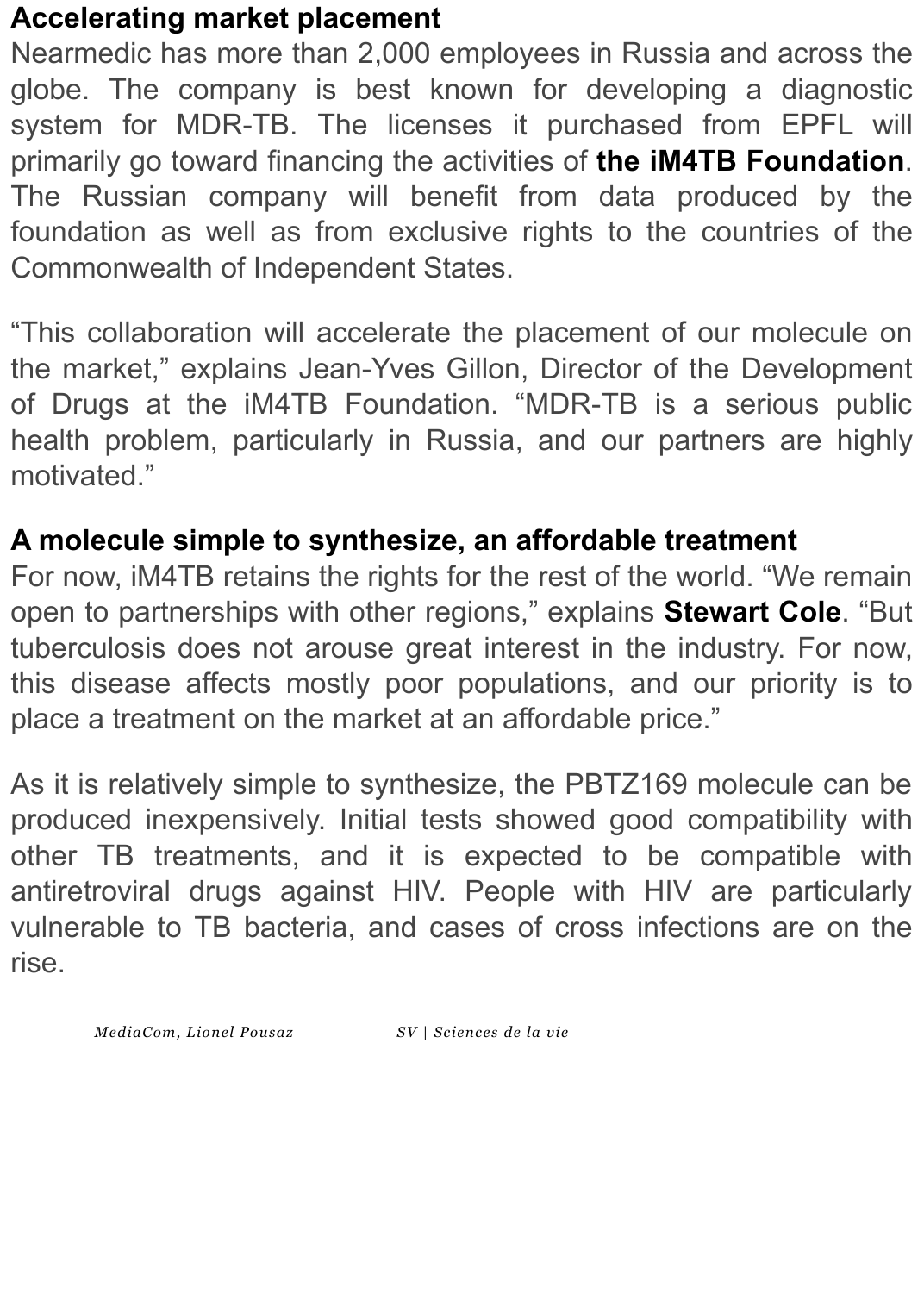## Accelerating market placement

Nearmedic has more than 2,000 employees in Russia and across the globe. The company is best known for developing a diagnostic system for MDR-TB. The licenses it purchased from EPFL will primarily go toward financing the activities of **the iM4TB Foundation**. The Russian company will benefit from data produced by the foundation as well as from exclusive rights to the countries of the Commonwealth of Independent States.

"This collaboration will accelerate the placement of our molecule on the market," explains Jean-Yves Gillon, Director of the Development of Drugs at the iM4TB Foundation. "MDR-TB is a serious public health problem, particularly in Russia, and our partners are highly motivated."

## A molecule simple to synthesize, an affordable treatment

For now, iM4TB retains the rights for the rest of the world. "We remain open to partnerships with other regions," explains **Stewart Cole**. "But tuberculosis does not arouse great interest in the industry. For now, this disease affects mostly poor populations, and our priority is to place a treatment on the market at an affordable price."

As it is relatively simple to synthesize, the PBTZ169 molecule can be produced inexpensively. Initial tests showed good compatibility with other TB treatments, and it is expected to be compatible with antiretroviral drugs against HIV. People with HIV are particularly vulnerable to TB bacteria, and cases of cross infections are on the rise.

*MediaCom, Lionel Pousaz* *SV | Sciences de la vie*